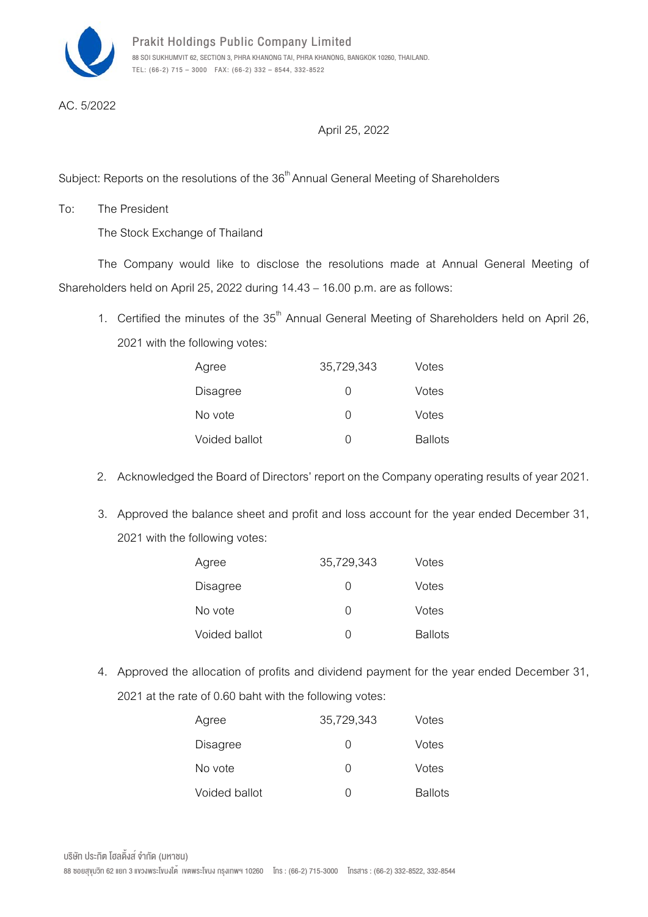**Prakit Holdings Public Company Limited**
88 SOI SUKHUMVIT 62, SECTION 3, PHRA KHANONG TAI, PHRA KHANONG, BANGKOK 10260, THAILAND.
TEL: (66-2) 715 – 3000 FAX: (66-2) 332 – 8544, 332-8522

AC. 5/2022

April 25, 2022

Subject: Reports on the resolutions of the 36th Annual General Meeting of Shareholders

To: The President

The Stock Exchange of Thailand

The Company would like to disclose the resolutions made at Annual General Meeting of Shareholders held on April 25, 2022 during 14.43 – 16.00 p.m. are as follows:

1. Certified the minutes of the 35th Annual General Meeting of Shareholders held on April 26, 2021 with the following votes:

| | | |
|---|---|---|
| Agree | 35,729,343 | Votes |
| Disagree | 0 | Votes |
| No vote | 0 | Votes |
| Voided ballot | 0 | Ballots |

2. Acknowledged the Board of Directors' report on the Company operating results of year 2021.

3. Approved the balance sheet and profit and loss account for the year ended December 31, 2021 with the following votes:

| | | |
|---|---|---|
| Agree | 35,729,343 | Votes |
| Disagree | 0 | Votes |
| No vote | 0 | Votes |
| Voided ballot | 0 | Ballots |

4. Approved the allocation of profits and dividend payment for the year ended December 31, 2021 at the rate of 0.60 baht with the following votes:

| | | |
|---|---|---|
| Agree | 35,729,343 | Votes |
| Disagree | 0 | Votes |
| No vote | 0 | Votes |
| Voided ballot | 0 | Ballots |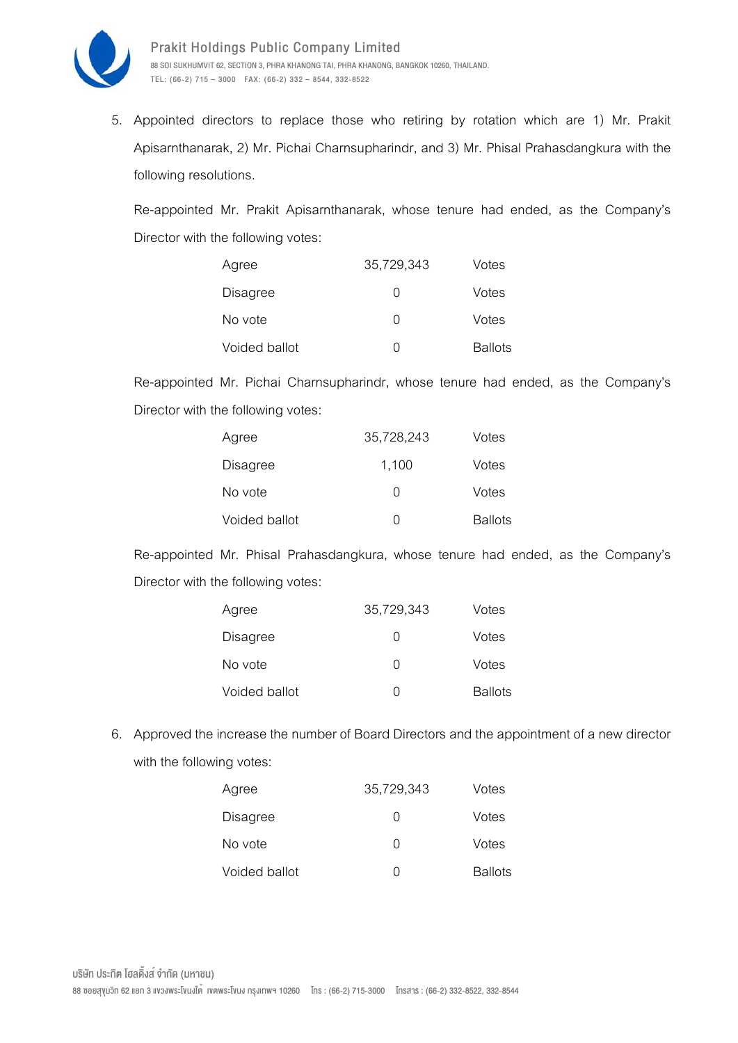5. Appointed directors to replace those who retiring by rotation which are 1) Mr. Prakit Apisarnthanarak, 2) Mr. Pichai Charnsupharindr, and 3) Mr. Phisal Prahasdangkura with the following resolutions.

   Re-appointed Mr. Prakit Apisarnthanarak, whose tenure had ended, as the Company's Director with the following votes:

   | | | |
   |---|---|---|
   | Agree | 35,729,343 | Votes |
   | Disagree | 0 | Votes |
   | No vote | 0 | Votes |
   | Voided ballot | 0 | Ballots |

   Re-appointed Mr. Pichai Charnsupharindr, whose tenure had ended, as the Company's Director with the following votes:

   | | | |
   |---|---|---|
   | Agree | 35,728,243 | Votes |
   | Disagree | 1,100 | Votes |
   | No vote | 0 | Votes |
   | Voided ballot | 0 | Ballots |

   Re-appointed Mr. Phisal Prahasdangkura, whose tenure had ended, as the Company's Director with the following votes:

   | | | |
   |---|---|---|
   | Agree | 35,729,343 | Votes |
   | Disagree | 0 | Votes |
   | No vote | 0 | Votes |
   | Voided ballot | 0 | Ballots |

6. Approved the increase the number of Board Directors and the appointment of a new director with the following votes:

   | | | |
   |---|---|---|
   | Agree | 35,729,343 | Votes |
   | Disagree | 0 | Votes |
   | No vote | 0 | Votes |
   | Voided ballot | 0 | Ballots |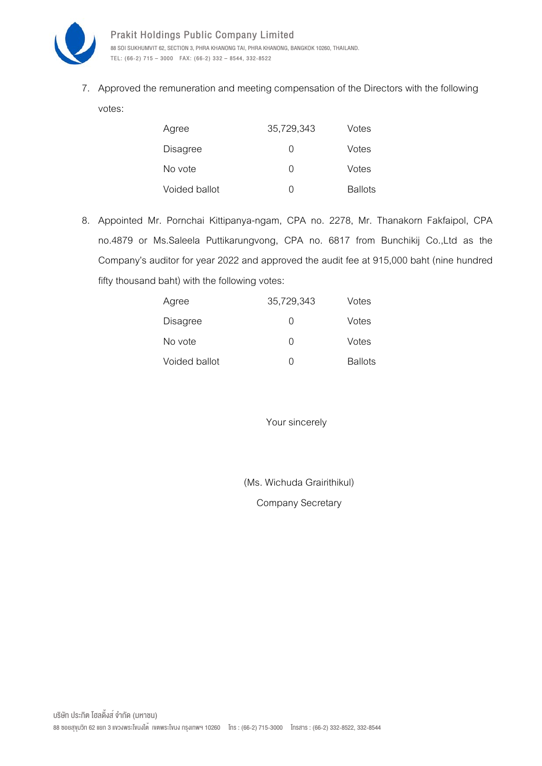7. Approved the remuneration and meeting compensation of the Directors with the following votes:

| | | |
|---|---|---|
| Agree | 35,729,343 | Votes |
| Disagree | 0 | Votes |
| No vote | 0 | Votes |
| Voided ballot | 0 | Ballots |

8. Appointed Mr. Pornchai Kittipanya-ngam, CPA no. 2278, Mr. Thanakorn Fakfaipol, CPA no.4879 or Ms.Saleela Puttikarungvong, CPA no. 6817 from Bunchikij Co.,Ltd as the Company's auditor for year 2022 and approved the audit fee at 915,000 baht (nine hundred fifty thousand baht) with the following votes:

| | | |
|---|---|---|
| Agree | 35,729,343 | Votes |
| Disagree | 0 | Votes |
| No vote | 0 | Votes |
| Voided ballot | 0 | Ballots |

Your sincerely

(Ms. Wichuda Grairithikul)

Company Secretary